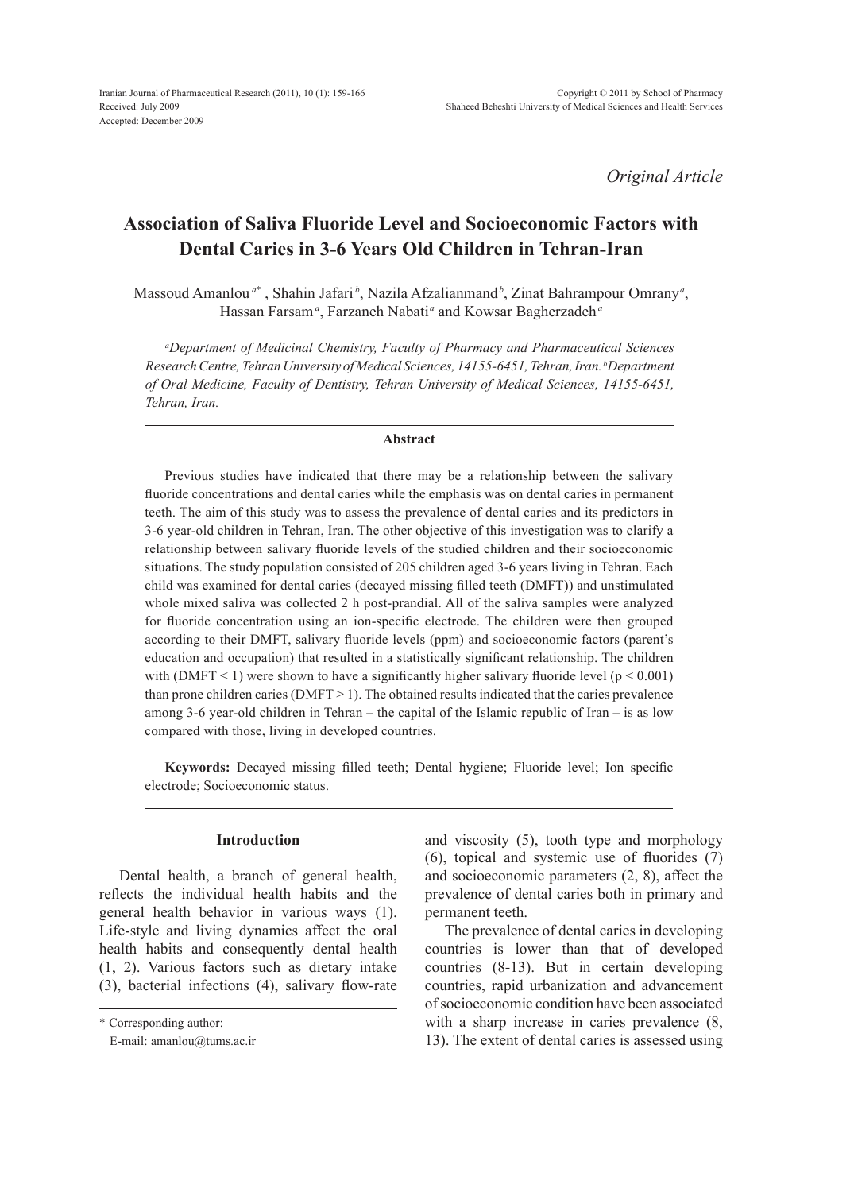Received: July 2009
Accepted: December 2009

*Original Article*

# Association of Saliva Fluoride Level and Socioeconomic Factors with Dental Caries in 3-6 Years Old Children in Tehran-Iran

Massoud Amanlou [a*], Shahin Jafari [b], Nazila Afzalianmand [b], Zinat Bahrampour Omrany [a], Hassan Farsam [a], Farzaneh Nabati [a] and Kowsar Bagherzadeh [a]

*[a]Department of Medicinal Chemistry, Faculty of Pharmacy and Pharmaceutical Sciences Research Centre, Tehran University of Medical Sciences, 14155-6451, Tehran, Iran. [b]Department of Oral Medicine, Faculty of Dentistry, Tehran University of Medical Sciences, 14155-6451, Tehran, Iran.*

## Abstract

Previous studies have indicated that there may be a relationship between the salivary fluoride concentrations and dental caries while the emphasis was on dental caries in permanent teeth. The aim of this study was to assess the prevalence of dental caries and its predictors in 3-6 year-old children in Tehran, Iran. The other objective of this investigation was to clarify a relationship between salivary fluoride levels of the studied children and their socioeconomic situations. The study population consisted of 205 children aged 3-6 years living in Tehran. Each child was examined for dental caries (decayed missing filled teeth (DMFT)) and unstimulated whole mixed saliva was collected 2 h post-prandial. All of the saliva samples were analyzed for fluoride concentration using an ion-specific electrode. The children were then grouped according to their DMFT, salivary fluoride levels (ppm) and socioeconomic factors (parent's education and occupation) that resulted in a statistically significant relationship. The children with (DMFT < 1) were shown to have a significantly higher salivary fluoride level ($p < 0.001$) than prone children caries (DMFT > 1). The obtained results indicated that the caries prevalence among 3-6 year-old children in Tehran – the capital of the Islamic republic of Iran – is as low compared with those, living in developed countries.

**Keywords:** Decayed missing filled teeth; Dental hygiene; Fluoride level; Ion specific electrode; Socioeconomic status.

## Introduction

Dental health, a branch of general health, reflects the individual health habits and the general health behavior in various ways (1). Life-style and living dynamics affect the oral health habits and consequently dental health (1, 2). Various factors such as dietary intake (3), bacterial infections (4), salivary flow-rate and viscosity (5), tooth type and morphology (6), topical and systemic use of fluorides (7) and socioeconomic parameters (2, 8), affect the prevalence of dental caries both in primary and permanent teeth.

The prevalence of dental caries in developing countries is lower than that of developed countries (8-13). But in certain developing countries, rapid urbanization and advancement of socioeconomic condition have been associated with a sharp increase in caries prevalence (8, 13). The extent of dental caries is assessed using

\* Corresponding author:
E-mail: amanlou@tums.ac.ir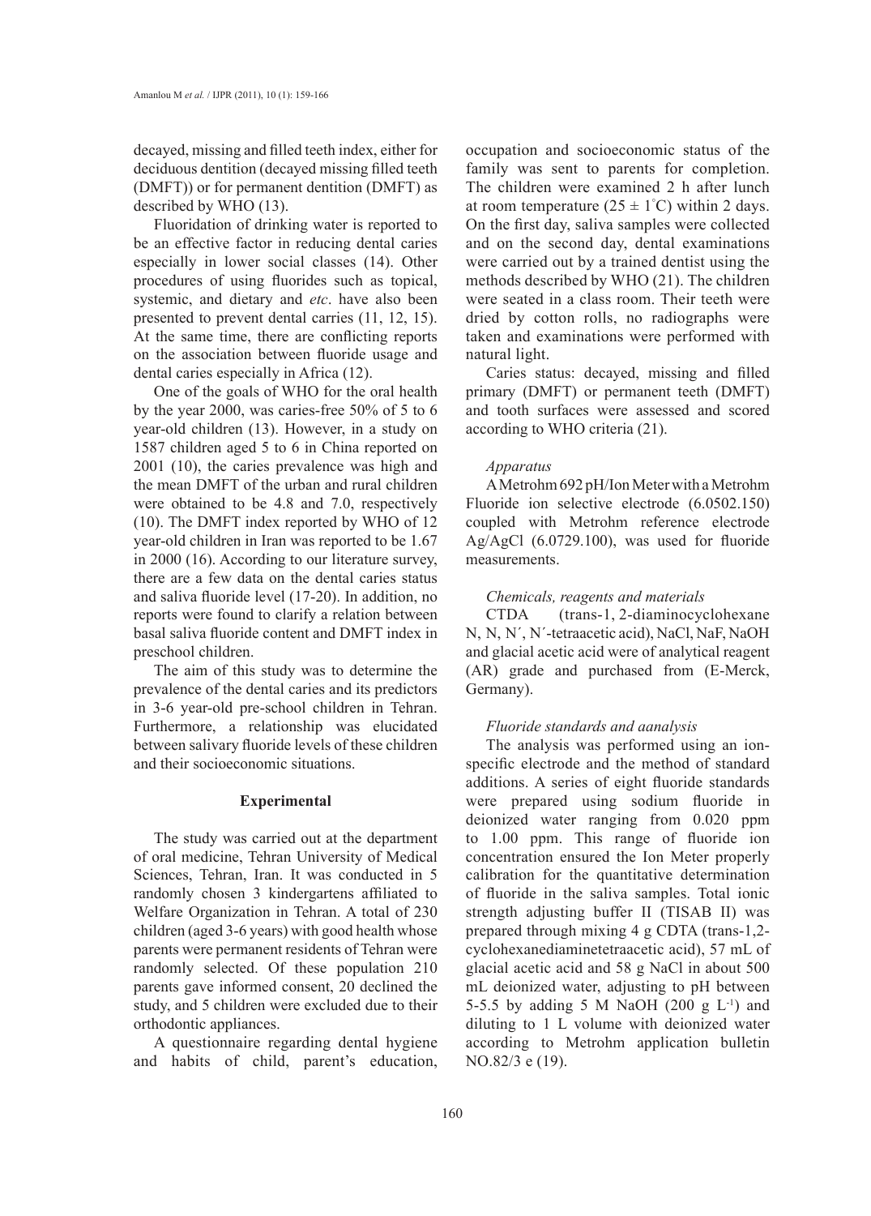decayed, missing and filled teeth index, either for deciduous dentition (decayed missing filled teeth (DMFT)) or for permanent dentition (DMFT) as described by WHO (13).

Fluoridation of drinking water is reported to be an effective factor in reducing dental caries especially in lower social classes (14). Other procedures of using fluorides such as topical, systemic, and dietary and *etc*. have also been presented to prevent dental carries (11, 12, 15). At the same time, there are conflicting reports on the association between fluoride usage and dental caries especially in Africa (12).

One of the goals of WHO for the oral health by the year 2000, was caries-free 50% of 5 to 6 year-old children (13). However, in a study on 1587 children aged 5 to 6 in China reported on 2001 (10), the caries prevalence was high and the mean DMFT of the urban and rural children were obtained to be 4.8 and 7.0, respectively (10). The DMFT index reported by WHO of 12 year-old children in Iran was reported to be 1.67 in 2000 (16). According to our literature survey, there are a few data on the dental caries status and saliva fluoride level (17-20). In addition, no reports were found to clarify a relation between basal saliva fluoride content and DMFT index in preschool children.

The aim of this study was to determine the prevalence of the dental caries and its predictors in 3-6 year-old pre-school children in Tehran. Furthermore, a relationship was elucidated between salivary fluoride levels of these children and their socioeconomic situations.

## Experimental

The study was carried out at the department of oral medicine, Tehran University of Medical Sciences, Tehran, Iran. It was conducted in 5 randomly chosen 3 kindergartens affiliated to Welfare Organization in Tehran. A total of 230 children (aged 3-6 years) with good health whose parents were permanent residents of Tehran were randomly selected. Of these population 210 parents gave informed consent, 20 declined the study, and 5 children were excluded due to their orthodontic appliances.

A questionnaire regarding dental hygiene and habits of child, parent's education, occupation and socioeconomic status of the family was sent to parents for completion. The children were examined 2 h after lunch at room temperature ($25 \pm 1^{\circ}$C) within 2 days. On the first day, saliva samples were collected and on the second day, dental examinations were carried out by a trained dentist using the methods described by WHO (21). The children were seated in a class room. Their teeth were dried by cotton rolls, no radiographs were taken and examinations were performed with natural light.

Caries status: decayed, missing and filled primary (DMFT) or permanent teeth (DMFT) and tooth surfaces were assessed and scored according to WHO criteria (21).

### *Apparatus*

A Metrohm 692 pH/Ion Meter with a Metrohm Fluoride ion selective electrode (6.0502.150) coupled with Metrohm reference electrode Ag/AgCl (6.0729.100), was used for fluoride measurements.

### *Chemicals, reagents and materials*

CTDA (trans-1, 2-diaminocyclohexane N, N, N´, N´-tetraacetic acid), NaCl, NaF, NaOH and glacial acetic acid were of analytical reagent (AR) grade and purchased from (E-Merck, Germany).

### *Fluoride standards and aanalysis*

The analysis was performed using an ion-specific electrode and the method of standard additions. A series of eight fluoride standards were prepared using sodium fluoride in deionized water ranging from 0.020 ppm to 1.00 ppm. This range of fluoride ion concentration ensured the Ion Meter properly calibration for the quantitative determination of fluoride in the saliva samples. Total ionic strength adjusting buffer II (TISAB II) was prepared through mixing 4 g CDTA (trans-1,2-cyclohexanediaminetetraacetic acid), 57 mL of glacial acetic acid and 58 g NaCl in about 500 mL deionized water, adjusting to pH between 5-5.5 by adding 5 M NaOH (200 g $L^{-1}$) and diluting to 1 L volume with deionized water according to Metrohm application bulletin NO.82/3 e (19).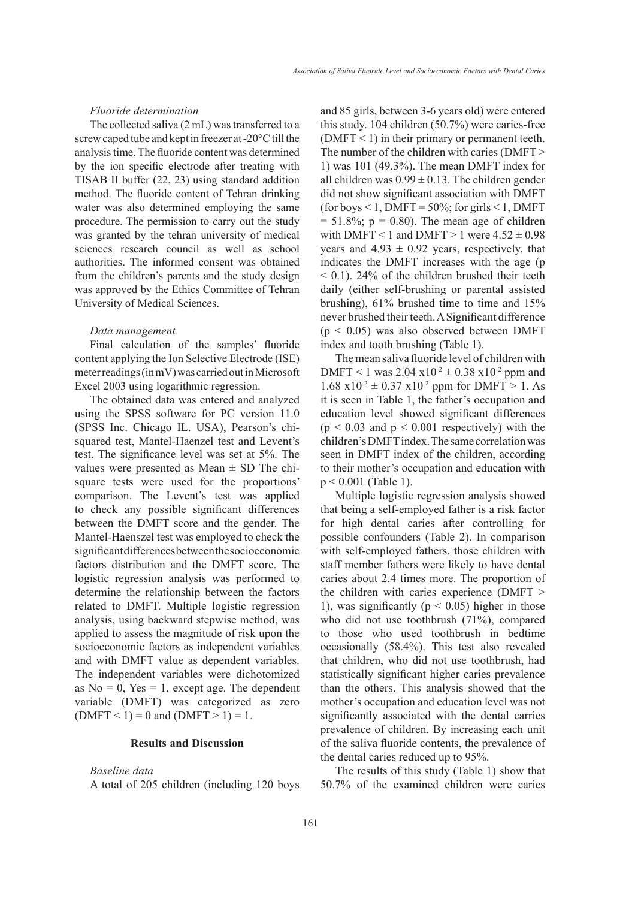*Fluoride determination*

The collected saliva (2 mL) was transferred to a screw caped tube and kept in freezer at -20°C till the analysis time. The fluoride content was determined by the ion specific electrode after treating with TISAB II buffer (22, 23) using standard addition method. The fluoride content of Tehran drinking water was also determined employing the same procedure. The permission to carry out the study was granted by the tehran university of medical sciences research council as well as school authorities. The informed consent was obtained from the children's parents and the study design was approved by the Ethics Committee of Tehran University of Medical Sciences.

*Data management*

Final calculation of the samples' fluoride content applying the Ion Selective Electrode (ISE) meter readings (in mV) was carried out in Microsoft Excel 2003 using logarithmic regression.

The obtained data was entered and analyzed using the SPSS software for PC version 11.0 (SPSS Inc. Chicago IL. USA), Pearson's chi-squared test, Mantel-Haenzel test and Levent's test. The significance level was set at 5%. The values were presented as Mean ± SD The chi-square tests were used for the proportions' comparison. The Levent's test was applied to check any possible significant differences between the DMFT score and the gender. The Mantel-Haenszel test was employed to check the significant differences between the socioeconomic factors distribution and the DMFT score. The logistic regression analysis was performed to determine the relationship between the factors related to DMFT. Multiple logistic regression analysis, using backward stepwise method, was applied to assess the magnitude of risk upon the socioeconomic factors as independent variables and with DMFT value as dependent variables. The independent variables were dichotomized as No = 0, Yes = 1, except age. The dependent variable (DMFT) was categorized as zero (DMFT < 1) = 0 and (DMFT > 1) = 1.

## Results and Discussion

*Baseline data*

A total of 205 children (including 120 boys and 85 girls, between 3-6 years old) were entered this study. 104 children (50.7%) were caries-free (DMFT < 1) in their primary or permanent teeth. The number of the children with caries (DMFT > 1) was 101 (49.3%). The mean DMFT index for all children was 0.99 ± 0.13. The children gender did not show significant association with DMFT (for boys < 1, DMFT = 50%; for girls < 1, DMFT = 51.8%; $p = 0.80$). The mean age of children with DMFT < 1 and DMFT > 1 were 4.52 ± 0.98 years and 4.93 ± 0.92 years, respectively, that indicates the DMFT increases with the age ($p < 0.1$). 24% of the children brushed their teeth daily (either self-brushing or parental assisted brushing), 61% brushed time to time and 15% never brushed their teeth. A Significant difference ($p < 0.05$) was also observed between DMFT index and tooth brushing (Table 1).

The mean saliva fluoride level of children with DMFT < 1 was $2.04 \times 10^{-2} \pm 0.38 \times 10^{-2}$ ppm and $1.68 \times 10^{-2} \pm 0.37 \times 10^{-2}$ ppm for DMFT > 1. As it is seen in Table 1, the father's occupation and education level showed significant differences ($p < 0.03$ and $p < 0.001$ respectively) with the children's DMFT index. The same correlation was seen in DMFT index of the children, according to their mother's occupation and education with $p < 0.001$ (Table 1).

Multiple logistic regression analysis showed that being a self-employed father is a risk factor for high dental caries after controlling for possible confounders (Table 2). In comparison with self-employed fathers, those children with staff member fathers were likely to have dental caries about 2.4 times more. The proportion of the children with caries experience (DMFT > 1), was significantly ($p < 0.05$) higher in those who did not use toothbrush (71%), compared to those who used toothbrush in bedtime occasionally (58.4%). This test also revealed that children, who did not use toothbrush, had statistically significant higher caries prevalence than the others. This analysis showed that the mother's occupation and education level was not significantly associated with the dental carries prevalence of children. By increasing each unit of the saliva fluoride contents, the prevalence of the dental caries reduced up to 95%.

The results of this study (Table 1) show that 50.7% of the examined children were caries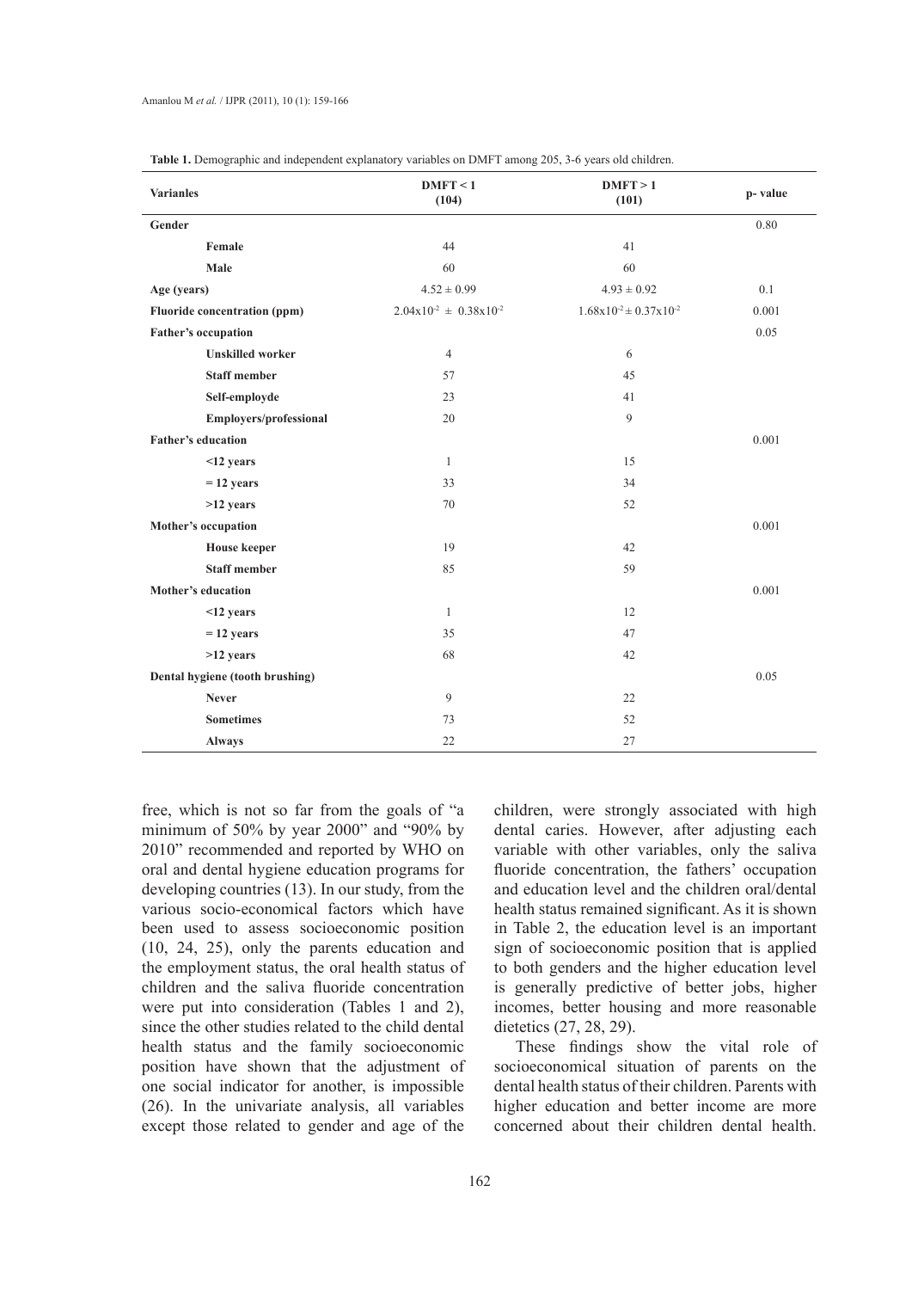**Table 1.** Demographic and independent explanatory variables on DMFT among 205, 3-6 years old children.

| Varianles | DMFT < 1 (104) | DMFT > 1 (101) | p- value |
|---|---|---|---|
| **Gender** | | | 0.80 |
| **Female** | 44 | 41 | |
| **Male** | 60 | 60 | |
| **Age (years)** | 4.52 ± 0.99 | 4.93 ± 0.92 | 0.1 |
| **Fluoride concentration (ppm)** | $2.04 \times 10^{-2} \pm 0.38 \times 10^{-2}$ | $1.68 \times 10^{-2} \pm 0.37 \times 10^{-2}$ | 0.001 |
| **Father's occupation** | | | 0.05 |
| **Unskilled worker** | 4 | 6 | |
| **Staff member** | 57 | 45 | |
| **Self-employde** | 23 | 41 | |
| **Employers/professional** | 20 | 9 | |
| **Father's education** | | | 0.001 |
| **<12 years** | 1 | 15 | |
| **= 12 years** | 33 | 34 | |
| **>12 years** | 70 | 52 | |
| **Mother's occupation** | | | 0.001 |
| **House keeper** | 19 | 42 | |
| **Staff member** | 85 | 59 | |
| **Mother's education** | | | 0.001 |
| **<12 years** | 1 | 12 | |
| **= 12 years** | 35 | 47 | |
| **>12 years** | 68 | 42 | |
| **Dental hygiene (tooth brushing)** | | | 0.05 |
| **Never** | 9 | 22 | |
| **Sometimes** | 73 | 52 | |
| **Always** | 22 | 27 | |

free, which is not so far from the goals of "a minimum of 50% by year 2000" and "90% by 2010" recommended and reported by WHO on oral and dental hygiene education programs for developing countries (13). In our study, from the various socio-economical factors which have been used to assess socioeconomic position (10, 24, 25), only the parents education and the employment status, the oral health status of children and the saliva fluoride concentration were put into consideration (Tables 1 and 2), since the other studies related to the child dental health status and the family socioeconomic position have shown that the adjustment of one social indicator for another, is impossible (26). In the univariate analysis, all variables except those related to gender and age of the children, were strongly associated with high dental caries. However, after adjusting each variable with other variables, only the saliva fluoride concentration, the fathers' occupation and education level and the children oral/dental health status remained significant. As it is shown in Table 2, the education level is an important sign of socioeconomic position that is applied to both genders and the higher education level is generally predictive of better jobs, higher incomes, better housing and more reasonable dietetics (27, 28, 29).

These findings show the vital role of socioeconomical situation of parents on the dental health status of their children. Parents with higher education and better income are more concerned about their children dental health.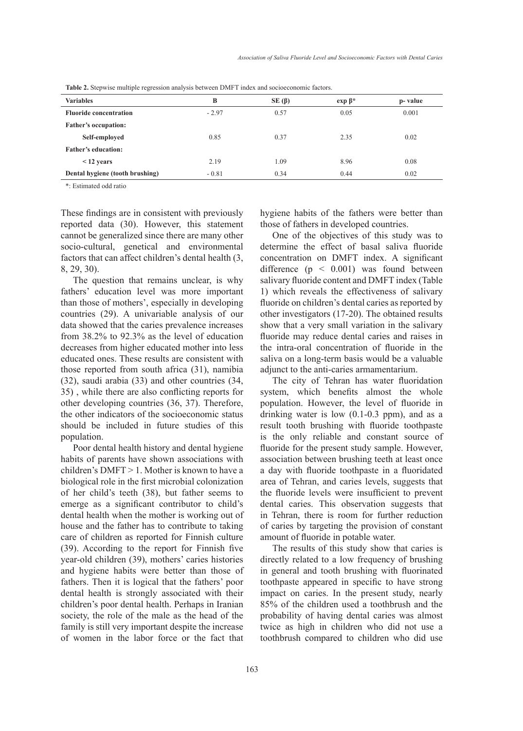**Table 2.** Stepwise multiple regression analysis between DMFT index and socioeconomic factors.

| Variables | B | SE (β) | exp β* | p- value |
|---|---|---|---|---|
| **Fluoride concentration** | - 2.97 | 0.57 | 0.05 | 0.001 |
| **Father's occupation:** | | | | |
| **Self-employed** | 0.85 | 0.37 | 2.35 | 0.02 |
| **Father's education:** | | | | |
| **< 12 years** | 2.19 | 1.09 | 8.96 | 0.08 |
| **Dental hygiene (tooth brushing)** | - 0.81 | 0.34 | 0.44 | 0.02 |

*: Estimated odd ratio

These findings are in consistent with previously reported data (30). However, this statement cannot be generalized since there are many other socio-cultural, genetical and environmental factors that can affect children's dental health (3, 8, 29, 30).

The question that remains unclear, is why fathers' education level was more important than those of mothers', especially in developing countries (29). A univariable analysis of our data showed that the caries prevalence increases from 38.2% to 92.3% as the level of education decreases from higher educated mother into less educated ones. These results are consistent with those reported from south africa (31), namibia (32), saudi arabia (33) and other countries (34, 35) , while there are also conflicting reports for other developing countries (36, 37). Therefore, the other indicators of the socioeconomic status should be included in future studies of this population.

Poor dental health history and dental hygiene habits of parents have shown associations with children's DMFT > 1. Mother is known to have a biological role in the first microbial colonization of her child's teeth (38), but father seems to emerge as a significant contributor to child's dental health when the mother is working out of house and the father has to contribute to taking care of children as reported for Finnish culture (39). According to the report for Finnish five year-old children (39), mothers' caries histories and hygiene habits were better than those of fathers. Then it is logical that the fathers' poor dental health is strongly associated with their children's poor dental health. Perhaps in Iranian society, the role of the male as the head of the family is still very important despite the increase of women in the labor force or the fact that hygiene habits of the fathers were better than those of fathers in developed countries.

One of the objectives of this study was to determine the effect of basal saliva fluoride concentration on DMFT index. A significant difference ($p < 0.001$) was found between salivary fluoride content and DMFT index (Table 1) which reveals the effectiveness of salivary fluoride on children's dental caries as reported by other investigators (17-20). The obtained results show that a very small variation in the salivary fluoride may reduce dental caries and raises in the intra-oral concentration of fluoride in the saliva on a long-term basis would be a valuable adjunct to the anti-caries armamentarium.

The city of Tehran has water fluoridation system, which benefits almost the whole population. However, the level of fluoride in drinking water is low (0.1-0.3 ppm), and as a result tooth brushing with fluoride toothpaste is the only reliable and constant source of fluoride for the present study sample. However, association between brushing teeth at least once a day with fluoride toothpaste in a fluoridated area of Tehran, and caries levels, suggests that the fluoride levels were insufficient to prevent dental caries. This observation suggests that in Tehran, there is room for further reduction of caries by targeting the provision of constant amount of fluoride in potable water.

The results of this study show that caries is directly related to a low frequency of brushing in general and tooth brushing with fluorinated toothpaste appeared in specific to have strong impact on caries. In the present study, nearly 85% of the children used a toothbrush and the probability of having dental caries was almost twice as high in children who did not use a toothbrush compared to children who did use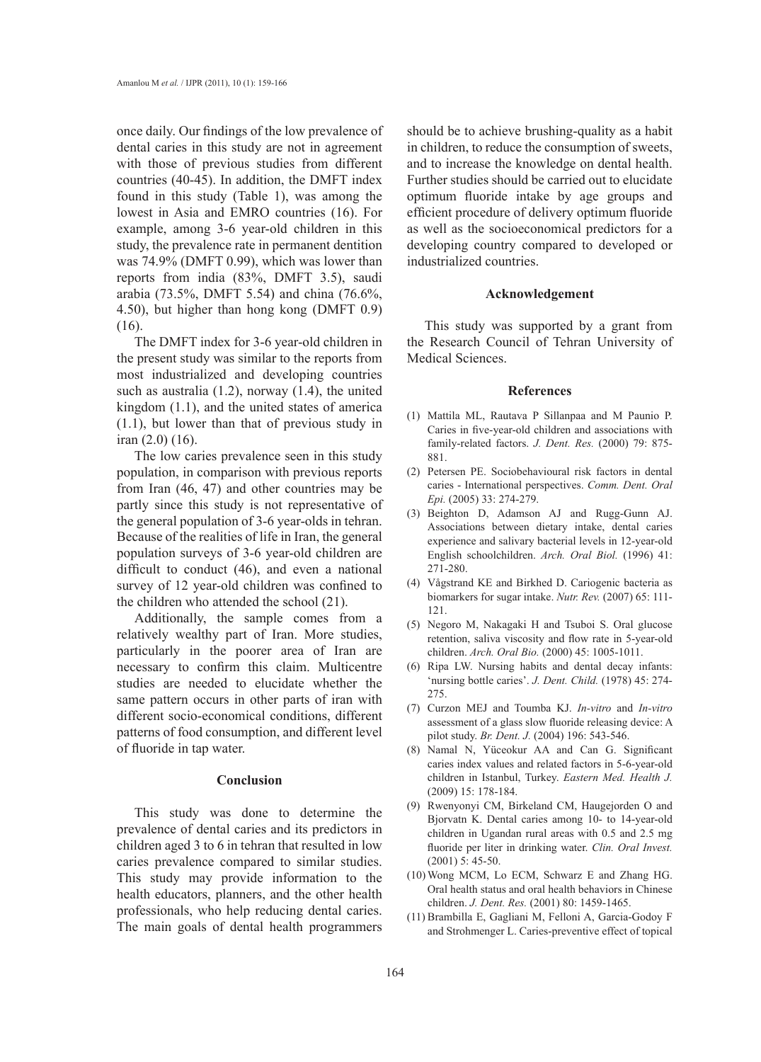once daily. Our findings of the low prevalence of dental caries in this study are not in agreement with those of previous studies from different countries (40-45). In addition, the DMFT index found in this study (Table 1), was among the lowest in Asia and EMRO countries (16). For example, among 3-6 year-old children in this study, the prevalence rate in permanent dentition was 74.9% (DMFT 0.99), which was lower than reports from india (83%, DMFT 3.5), saudi arabia (73.5%, DMFT 5.54) and china (76.6%, 4.50), but higher than hong kong (DMFT 0.9) (16).

The DMFT index for 3-6 year-old children in the present study was similar to the reports from most industrialized and developing countries such as australia (1.2), norway (1.4), the united kingdom (1.1), and the united states of america (1.1), but lower than that of previous study in iran (2.0) (16).

The low caries prevalence seen in this study population, in comparison with previous reports from Iran (46, 47) and other countries may be partly since this study is not representative of the general population of 3-6 year-olds in tehran. Because of the realities of life in Iran, the general population surveys of 3-6 year-old children are difficult to conduct (46), and even a national survey of 12 year-old children was confined to the children who attended the school (21).

Additionally, the sample comes from a relatively wealthy part of Iran. More studies, particularly in the poorer area of Iran are necessary to confirm this claim. Multicentre studies are needed to elucidate whether the same pattern occurs in other parts of iran with different socio-economical conditions, different patterns of food consumption, and different level of fluoride in tap water.

## Conclusion

This study was done to determine the prevalence of dental caries and its predictors in children aged 3 to 6 in tehran that resulted in low caries prevalence compared to similar studies. This study may provide information to the health educators, planners, and the other health professionals, who help reducing dental caries. The main goals of dental health programmers should be to achieve brushing-quality as a habit in children, to reduce the consumption of sweets, and to increase the knowledge on dental health. Further studies should be carried out to elucidate optimum fluoride intake by age groups and efficient procedure of delivery optimum fluoride as well as the socioeconomical predictors for a developing country compared to developed or industrialized countries.

## Acknowledgement

This study was supported by a grant from the Research Council of Tehran University of Medical Sciences.

## References

(1) Mattila ML, Rautava P Sillanpaa and M Paunio P. Caries in five-year-old children and associations with family-related factors. *J. Dent. Res.* (2000) 79: 875-881.

(2) Petersen PE. Sociobehavioural risk factors in dental caries - International perspectives. *Comm. Dent. Oral Epi.* (2005) 33: 274-279.

(3) Beighton D, Adamson AJ and Rugg-Gunn AJ. Associations between dietary intake, dental caries experience and salivary bacterial levels in 12-year-old English schoolchildren. *Arch. Oral Biol.* (1996) 41: 271-280.

(4) Vågstrand KE and Birkhed D. Cariogenic bacteria as biomarkers for sugar intake. *Nutr. Rev.* (2007) 65: 111-121.

(5) Negoro M, Nakagaki H and Tsuboi S. Oral glucose retention, saliva viscosity and flow rate in 5-year-old children. *Arch. Oral Bio.* (2000) 45: 1005-1011.

(6) Ripa LW. Nursing habits and dental decay infants: 'nursing bottle caries'. *J. Dent. Child.* (1978) 45: 274-275.

(7) Curzon MEJ and Toumba KJ. *In-vitro* and *In-vitro* assessment of a glass slow fluoride releasing device: A pilot study. *Br. Dent. J.* (2004) 196: 543-546.

(8) Namal N, Yüceokur AA and Can G. Significant caries index values and related factors in 5-6-year-old children in Istanbul, Turkey. *Eastern Med. Health J.* (2009) 15: 178-184.

(9) Rwenyonyi CM, Birkeland CM, Haugejorden O and Bjorvatn K. Dental caries among 10- to 14-year-old children in Ugandan rural areas with 0.5 and 2.5 mg fluoride per liter in drinking water. *Clin. Oral Invest.* (2001) 5: 45-50.

(10) Wong MCM, Lo ECM, Schwarz E and Zhang HG. Oral health status and oral health behaviors in Chinese children. *J. Dent. Res.* (2001) 80: 1459-1465.

(11) Brambilla E, Gagliani M, Felloni A, Garcia-Godoy F and Strohmenger L. Caries-preventive effect of topical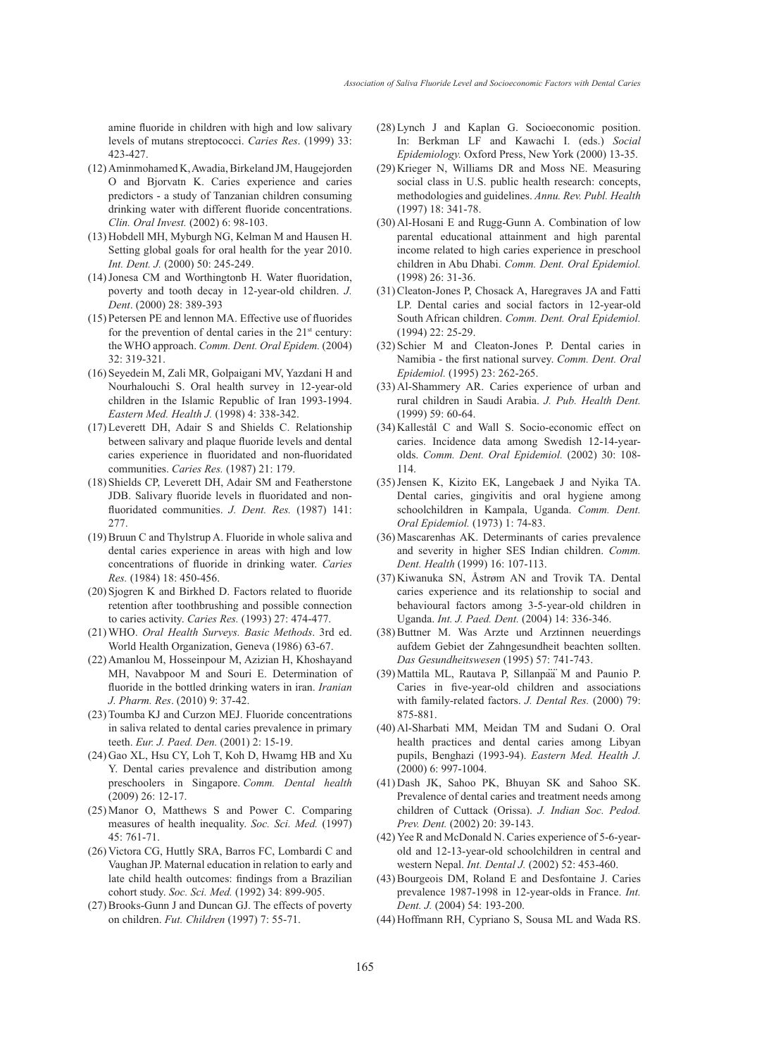amine fluoride in children with high and low salivary levels of mutans streptococci. *Caries Res*. (1999) 33: 423-427.

(12) Aminmohamed K, Awadia, Birkeland JM, Haugejorden O and Bjorvatn K. Caries experience and caries predictors - a study of Tanzanian children consuming drinking water with different fluoride concentrations. *Clin. Oral Invest.* (2002) 6: 98-103.

(13) Hobdell MH, Myburgh NG, Kelman M and Hausen H. Setting global goals for oral health for the year 2010. *Int. Dent. J.* (2000) 50: 245-249.

(14) Jonesa CM and Worthingtonb H. Water fluoridation, poverty and tooth decay in 12-year-old children. *J. Dent*. (2000) 28: 389-393

(15) Petersen PE and lennon MA. Effective use of fluorides for the prevention of dental caries in the 21st century: the WHO approach. *Comm. Dent. Oral Epidem.* (2004) 32: 319-321.

(16) Seyedein M, Zali MR, Golpaigani MV, Yazdani H and Nourhalouchi S. Oral health survey in 12-year-old children in the Islamic Republic of Iran 1993-1994. *Eastern Med. Health J.* (1998) 4: 338-342.

(17) Leverett DH, Adair S and Shields C. Relationship between salivary and plaque fluoride levels and dental caries experience in fluoridated and non-fluoridated communities. *Caries Res.* (1987) 21: 179.

(18) Shields CP, Leverett DH, Adair SM and Featherstone JDB. Salivary fluoride levels in fluoridated and non-fluoridated communities. *J. Dent. Res.* (1987) 141: 277.

(19) Bruun C and Thylstrup A. Fluoride in whole saliva and dental caries experience in areas with high and low concentrations of fluoride in drinking water. *Caries Res.* (1984) 18: 450-456.

(20) Sjogren K and Birkhed D. Factors related to fluoride retention after toothbrushing and possible connection to caries activity. *Caries Res.* (1993) 27: 474-477.

(21) WHO. *Oral Health Surveys. Basic Methods*. 3rd ed. World Health Organization, Geneva (1986) 63-67.

(22) Amanlou M, Hosseinpour M, Azizian H, Khoshayand MH, Navabpoor M and Souri E. Determination of fluoride in the bottled drinking waters in iran. *Iranian J. Pharm. Res*. (2010) 9: 37-42.

(23) Toumba KJ and Curzon MEJ. Fluoride concentrations in saliva related to dental caries prevalence in primary teeth. *Eur. J. Paed. Den.* (2001) 2: 15-19.

(24) Gao XL, Hsu CY, Loh T, Koh D, Hwamg HB and Xu Y. Dental caries prevalence and distribution among preschoolers in Singapore. *Comm. Dental health* (2009) 26: 12-17.

(25) Manor O, Matthews S and Power C. Comparing measures of health inequality. *Soc. Sci. Med.* (1997) 45: 761-71.

(26) Victora CG, Huttly SRA, Barros FC, Lombardi C and Vaughan JP. Maternal education in relation to early and late child health outcomes: findings from a Brazilian cohort study. *Soc. Sci. Med.* (1992) 34: 899-905.

(27) Brooks-Gunn J and Duncan GJ. The effects of poverty on children. *Fut. Children* (1997) 7: 55-71.

(28) Lynch J and Kaplan G. Socioeconomic position. In: Berkman LF and Kawachi I. (eds.) *Social Epidemiology.* Oxford Press, New York (2000) 13-35.

(29) Krieger N, Williams DR and Moss NE. Measuring social class in U.S. public health research: concepts, methodologies and guidelines. *Annu. Rev. Publ. Health* (1997) 18: 341-78.

(30) Al-Hosani E and Rugg-Gunn A. Combination of low parental educational attainment and high parental income related to high caries experience in preschool children in Abu Dhabi. *Comm. Dent. Oral Epidemiol.* (1998) 26: 31-36.

(31) Cleaton-Jones P, Chosack A, Haregraves JA and Fatti LP. Dental caries and social factors in 12-year-old South African children. *Comm. Dent. Oral Epidemiol.* (1994) 22: 25-29.

(32) Schier M and Cleaton-Jones P. Dental caries in Namibia - the first national survey. *Comm. Dent. Oral Epidemiol.* (1995) 23: 262-265.

(33) Al-Shammery AR. Caries experience of urban and rural children in Saudi Arabia. *J. Pub. Health Dent.* (1999) 59: 60-64.

(34) Kallestål C and Wall S. Socio-economic effect on caries. Incidence data among Swedish 12-14-year-olds. *Comm. Dent. Oral Epidemiol.* (2002) 30: 108-114.

(35) Jensen K, Kizito EK, Langebaek J and Nyika TA. Dental caries, gingivitis and oral hygiene among schoolchildren in Kampala, Uganda. *Comm. Dent. Oral Epidemiol.* (1973) 1: 74-83.

(36) Mascarenhas AK. Determinants of caries prevalence and severity in higher SES Indian children. *Comm. Dent. Health* (1999) 16: 107-113.

(37) Kiwanuka SN, Åstrøm AN and Trovik TA. Dental caries experience and its relationship to social and behavioural factors among 3-5-year-old children in Uganda. *Int. J. Paed. Dent.* (2004) 14: 336-346.

(38) Buttner M. Was Arzte und Arztinnen neuerdings aufdem Gebiet der Zahngesundheit beachten sollten. *Das Gesundheitswesen* (1995) 57: 741-743.

(39) Mattila ML, Rautava P, Sillanpää M and Paunio P. Caries in five-year-old children and associations with family-related factors. *J. Dental Res.* (2000) 79: 875-881.

(40) Al-Sharbati MM, Meidan TM and Sudani O. Oral health practices and dental caries among Libyan pupils, Benghazi (1993-94). *Eastern Med. Health J.* (2000) 6: 997-1004.

(41) Dash JK, Sahoo PK, Bhuyan SK and Sahoo SK. Prevalence of dental caries and treatment needs among children of Cuttack (Orissa). *J. Indian Soc. Pedod. Prev. Dent.* (2002) 20: 39-143.

(42) Yee R and McDonald N. Caries experience of 5-6-year-old and 12-13-year-old schoolchildren in central and western Nepal. *Int. Dental J.* (2002) 52: 453-460.

(43) Bourgeois DM, Roland E and Desfontaine J. Caries prevalence 1987-1998 in 12-year-olds in France. *Int. Dent. J.* (2004) 54: 193-200.

(44) Hoffmann RH, Cypriano S, Sousa ML and Wada RS.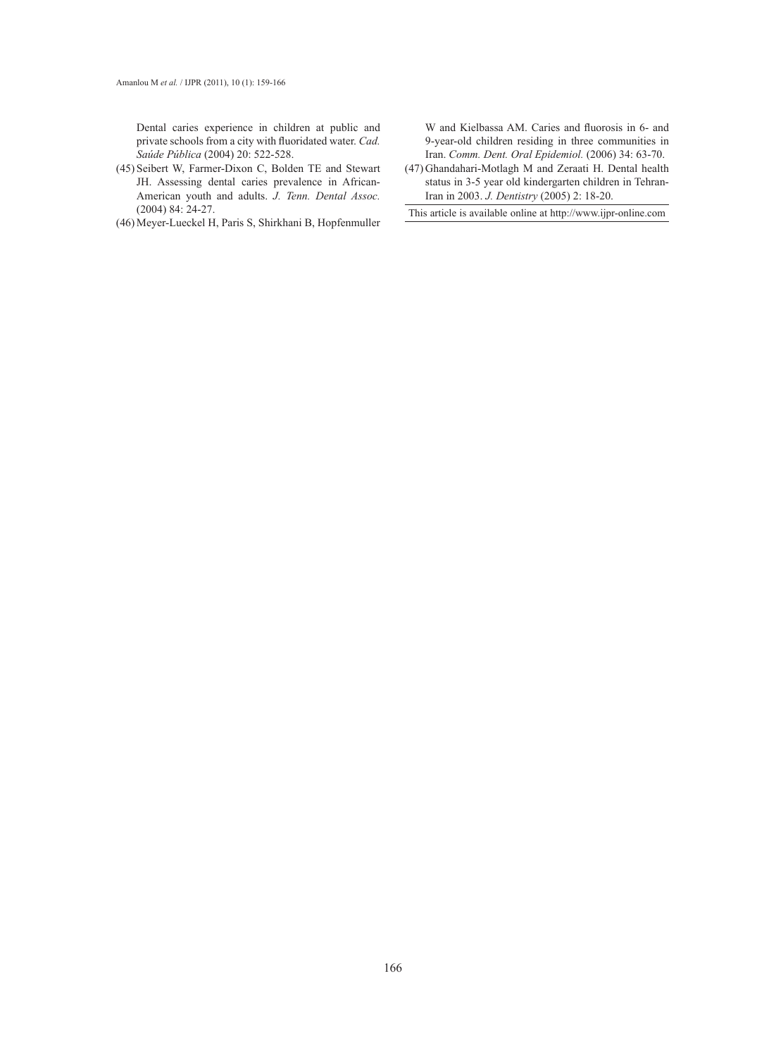Dental caries experience in children at public and private schools from a city with fluoridated water. *Cad. Saúde Pública* (2004) 20: 522-528.

(45) Seibert W, Farmer-Dixon C, Bolden TE and Stewart JH. Assessing dental caries prevalence in African-American youth and adults. *J. Tenn. Dental Assoc.* (2004) 84: 24-27.

(46) Meyer-Lueckel H, Paris S, Shirkhani B, Hopfenmuller W and Kielbassa AM. Caries and fluorosis in 6- and 9-year-old children residing in three communities in Iran. *Comm. Dent. Oral Epidemiol.* (2006) 34: 63-70.

(47) Ghandahari-Motlagh M and Zeraati H. Dental health status in 3-5 year old kindergarten children in Tehran-Iran in 2003. *J. Dentistry* (2005) 2: 18-20.

This article is available online at http://www.ijpr-online.com